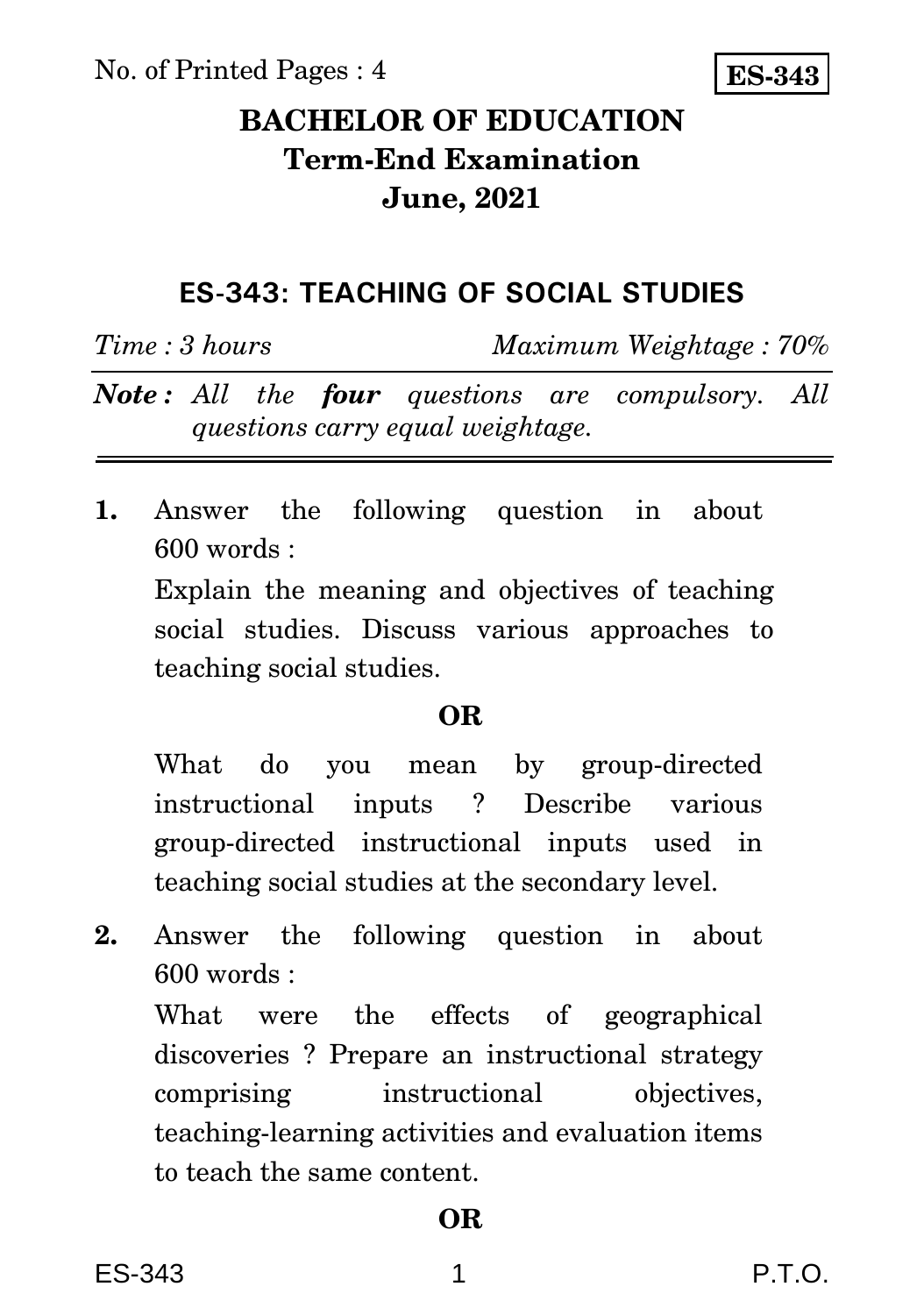No. of Printed Pages : 4

**ES-343**

# BACHELOR OF EDUCATION
## Term-End Examination
## June, 2021

### ES-343: TEACHING OF SOCIAL STUDIES

*Time : 3 hours* *Maximum Weightage : 70%*

***Note :*** *All the **four** questions are compulsory. All questions carry equal weightage.*

---

**1.** Answer the following question in about 600 words :

Explain the meaning and objectives of teaching social studies. Discuss various approaches to teaching social studies.

**OR**

What do you mean by group-directed instructional inputs ? Describe various group-directed instructional inputs used in teaching social studies at the secondary level.

**2.** Answer the following question in about 600 words :

What were the effects of geographical discoveries ? Prepare an instructional strategy comprising instructional objectives, teaching-learning activities and evaluation items to teach the same content.

**OR**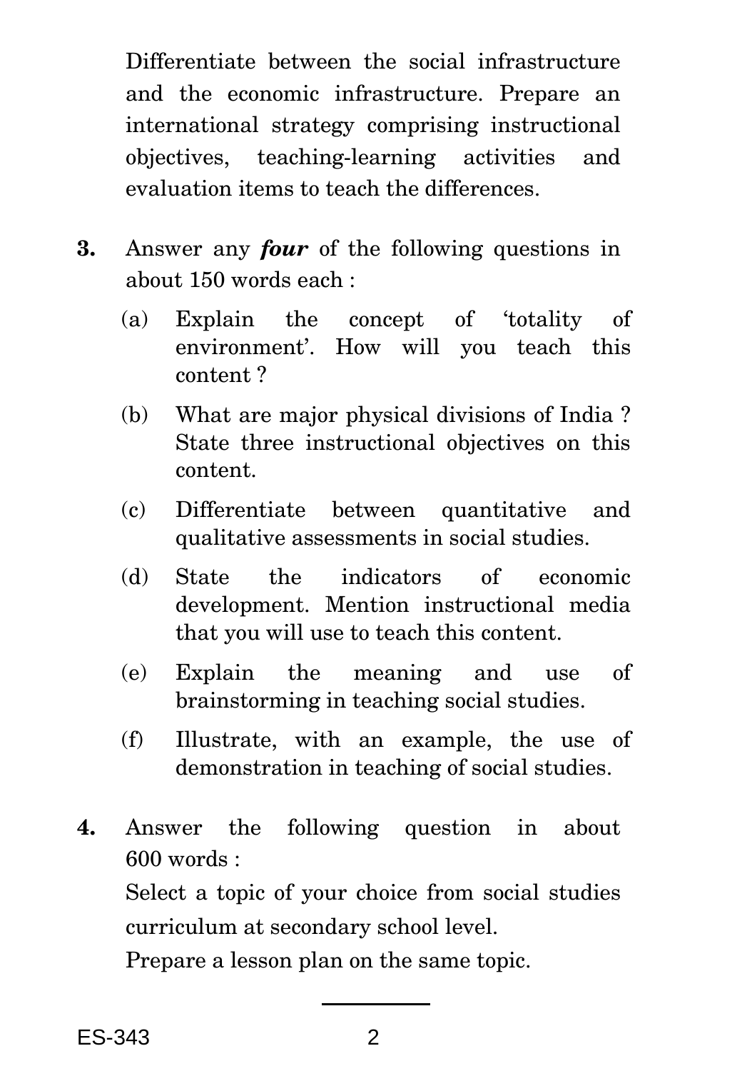Differentiate between the social infrastructure and the economic infrastructure. Prepare an international strategy comprising instructional objectives, teaching-learning activities and evaluation items to teach the differences.

**3.** Answer any ***four*** of the following questions in about 150 words each :

(a) Explain the concept of 'totality of environment'. How will you teach this content ?

(b) What are major physical divisions of India ? State three instructional objectives on this content.

(c) Differentiate between quantitative and qualitative assessments in social studies.

(d) State the indicators of economic development. Mention instructional media that you will use to teach this content.

(e) Explain the meaning and use of brainstorming in teaching social studies.

(f) Illustrate, with an example, the use of demonstration in teaching of social studies.

**4.** Answer the following question in about 600 words :

Select a topic of your choice from social studies curriculum at secondary school level.

Prepare a lesson plan on the same topic.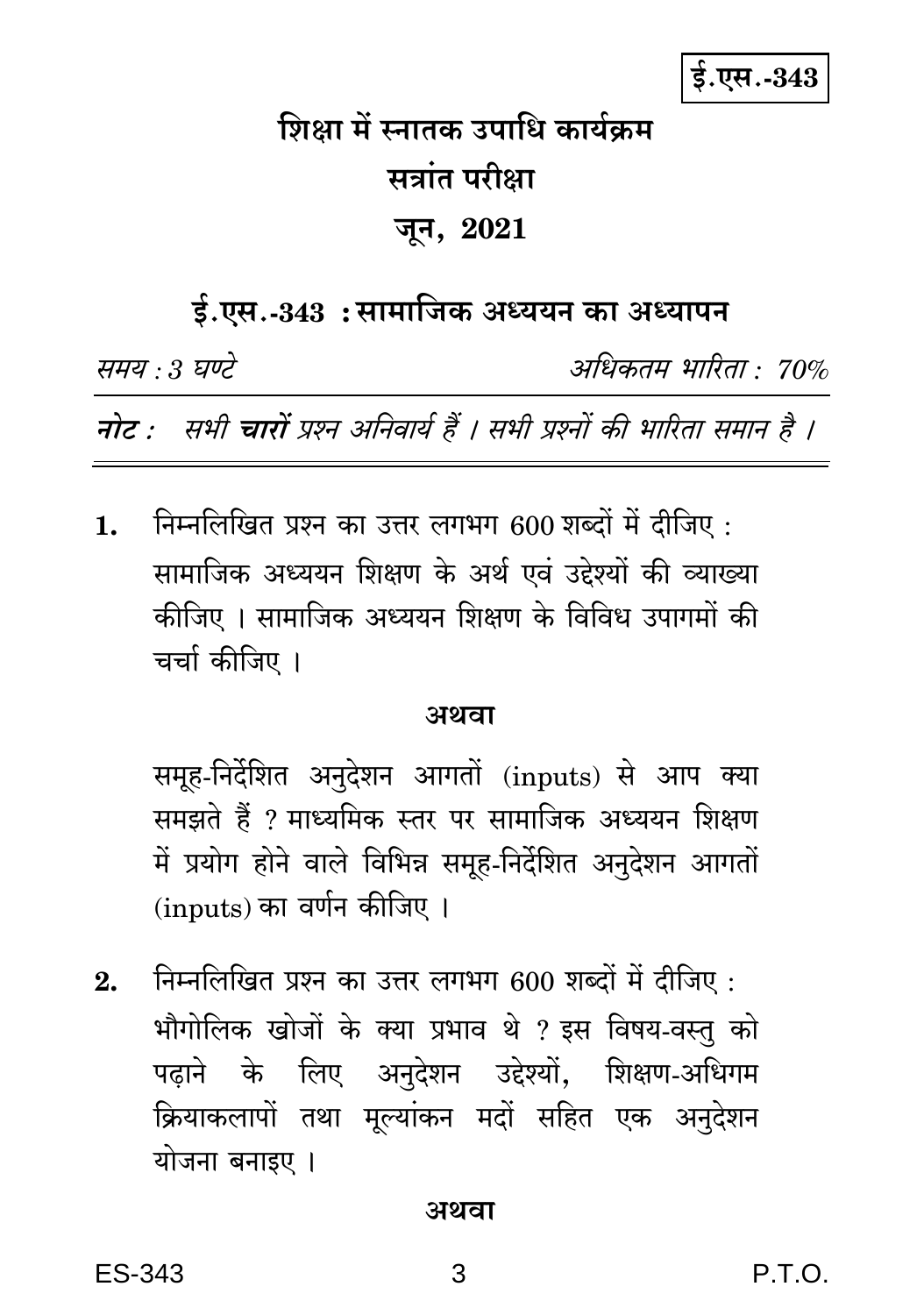ई.एस.-343

# शिक्षा में स्नातक उपाधि कार्यक्रम

## सत्रांत परीक्षा

## जून, 2021

### ई.एस.-343 : सामाजिक अध्ययन का अध्यापन

*समय : 3 घण्टे* *अधिकतम भारिता : 70%*

***नोट :*** *सभी **चारों** प्रश्न अनिवार्य हैं । सभी प्रश्नों की भारिता समान है ।*

---

**1.** निम्नलिखित प्रश्न का उत्तर लगभग 600 शब्दों में दीजिए :

सामाजिक अध्ययन शिक्षण के अर्थ एवं उद्देश्यों की व्याख्या कीजिए । सामाजिक अध्ययन शिक्षण के विविध उपागमों की चर्चा कीजिए ।

**अथवा**

समूह-निर्देशित अनुदेशन आगतों (inputs) से आप क्या समझते हैं ? माध्यमिक स्तर पर सामाजिक अध्ययन शिक्षण में प्रयोग होने वाले विभिन्न समूह-निर्देशित अनुदेशन आगतों (inputs) का वर्णन कीजिए ।

**2.** निम्नलिखित प्रश्न का उत्तर लगभग 600 शब्दों में दीजिए :

भौगोलिक खोजों के क्या प्रभाव थे ? इस विषय-वस्तु को पढ़ाने के लिए अनुदेशन उद्देश्यों, शिक्षण-अधिगम क्रियाकलापों तथा मूल्यांकन मदों सहित एक अनुदेशन योजना बनाइए ।

**अथवा**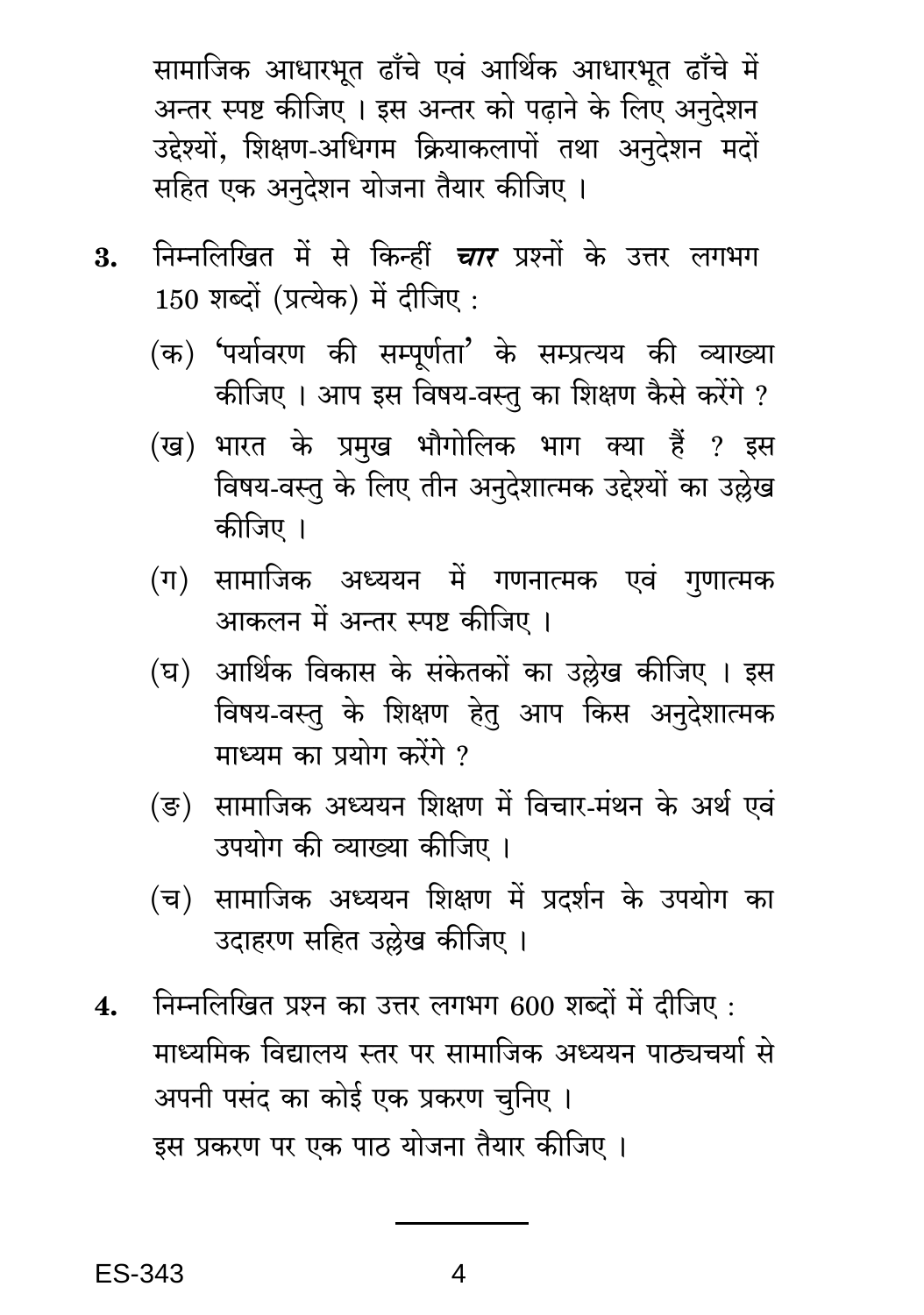सामाजिक आधारभूत ढाँचे एवं आर्थिक आधारभूत ढाँचे में अन्तर स्पष्ट कीजिए । इस अन्तर को पढ़ाने के लिए अनुदेशन उद्देश्यों, शिक्षण-अधिगम क्रियाकलापों तथा अनुदेशन मदों सहित एक अनुदेशन योजना तैयार कीजिए ।

**3.** निम्नलिखित में से किन्हीं ***चार*** प्रश्नों के उत्तर लगभग 150 शब्दों (प्रत्येक) में दीजिए :

(क) 'पर्यावरण की सम्पूर्णता' के सम्प्रत्यय की व्याख्या कीजिए । आप इस विषय-वस्तु का शिक्षण कैसे करेंगे ?

(ख) भारत के प्रमुख भौगोलिक भाग क्या हैं ? इस विषय-वस्तु के लिए तीन अनुदेशात्मक उद्देश्यों का उल्लेख कीजिए ।

(ग) सामाजिक अध्ययन में गणनात्मक एवं गुणात्मक आकलन में अन्तर स्पष्ट कीजिए ।

(घ) आर्थिक विकास के संकेतकों का उल्लेख कीजिए । इस विषय-वस्तु के शिक्षण हेतु आप किस अनुदेशात्मक माध्यम का प्रयोग करेंगे ?

(ङ) सामाजिक अध्ययन शिक्षण में विचार-मंथन के अर्थ एवं उपयोग की व्याख्या कीजिए ।

(च) सामाजिक अध्ययन शिक्षण में प्रदर्शन के उपयोग का उदाहरण सहित उल्लेख कीजिए ।

**4.** निम्नलिखित प्रश्न का उत्तर लगभग 600 शब्दों में दीजिए :

माध्यमिक विद्यालय स्तर पर सामाजिक अध्ययन पाठ्यचर्या से अपनी पसंद का कोई एक प्रकरण चुनिए ।

इस प्रकरण पर एक पाठ योजना तैयार कीजिए ।